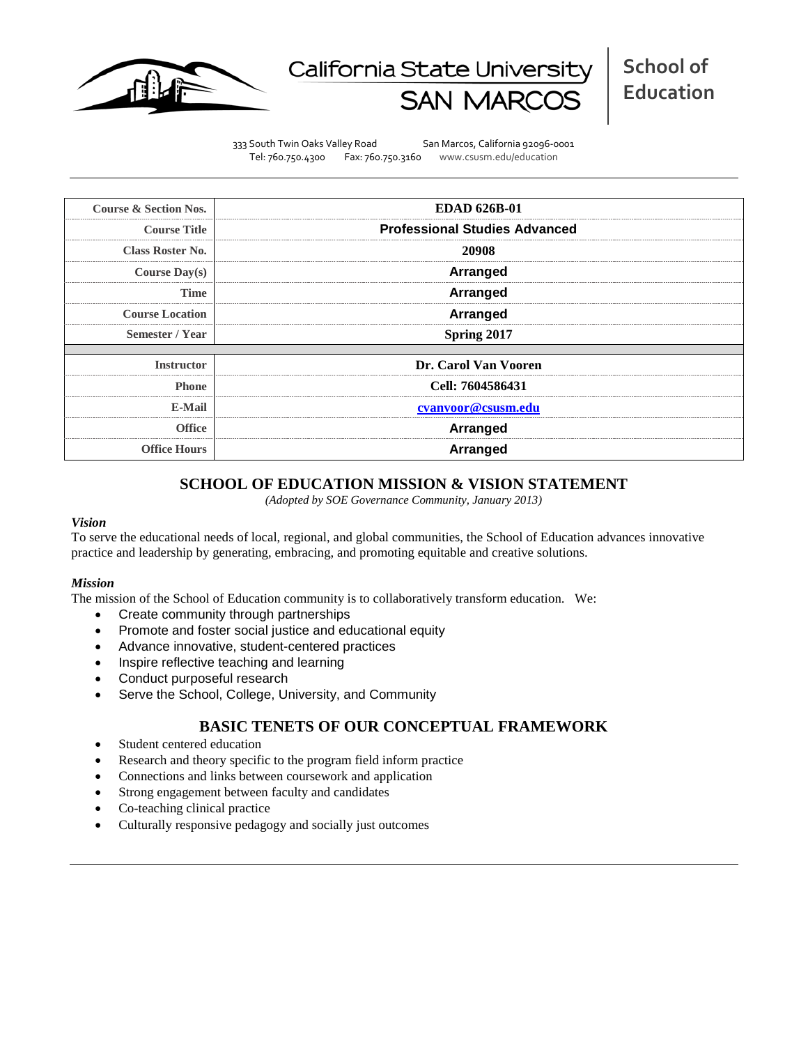California State University SAN MARCOS | School of Education

333 South Twin Oaks Valley Road San Marcos, California 92096-0001
Tel: 760.750.4300 Fax: 760.750.3160 www.csusm.edu/education

| Course & Section Nos. | EDAD 626B-01 |
|---|---|
| Course Title | Professional Studies Advanced |
| Class Roster No. | 20908 |
| Course Day(s) | Arranged |
| Time | Arranged |
| Course Location | Arranged |
| Semester / Year | Spring 2017 |
| | |
| Instructor | Dr. Carol Van Vooren |
| Phone | Cell: 7604586431 |
| E-Mail | cvanvoor@csusm.edu |
| Office | Arranged |
| Office Hours | Arranged |

## SCHOOL OF EDUCATION MISSION & VISION STATEMENT

*(Adopted by SOE Governance Community, January 2013)*

### *Vision*

To serve the educational needs of local, regional, and global communities, the School of Education advances innovative practice and leadership by generating, embracing, and promoting equitable and creative solutions.

### *Mission*

The mission of the School of Education community is to collaboratively transform education. We:

- Create community through partnerships
- Promote and foster social justice and educational equity
- Advance innovative, student-centered practices
- Inspire reflective teaching and learning
- Conduct purposeful research
- Serve the School, College, University, and Community

## BASIC TENETS OF OUR CONCEPTUAL FRAMEWORK

- Student centered education
- Research and theory specific to the program field inform practice
- Connections and links between coursework and application
- Strong engagement between faculty and candidates
- Co-teaching clinical practice
- Culturally responsive pedagogy and socially just outcomes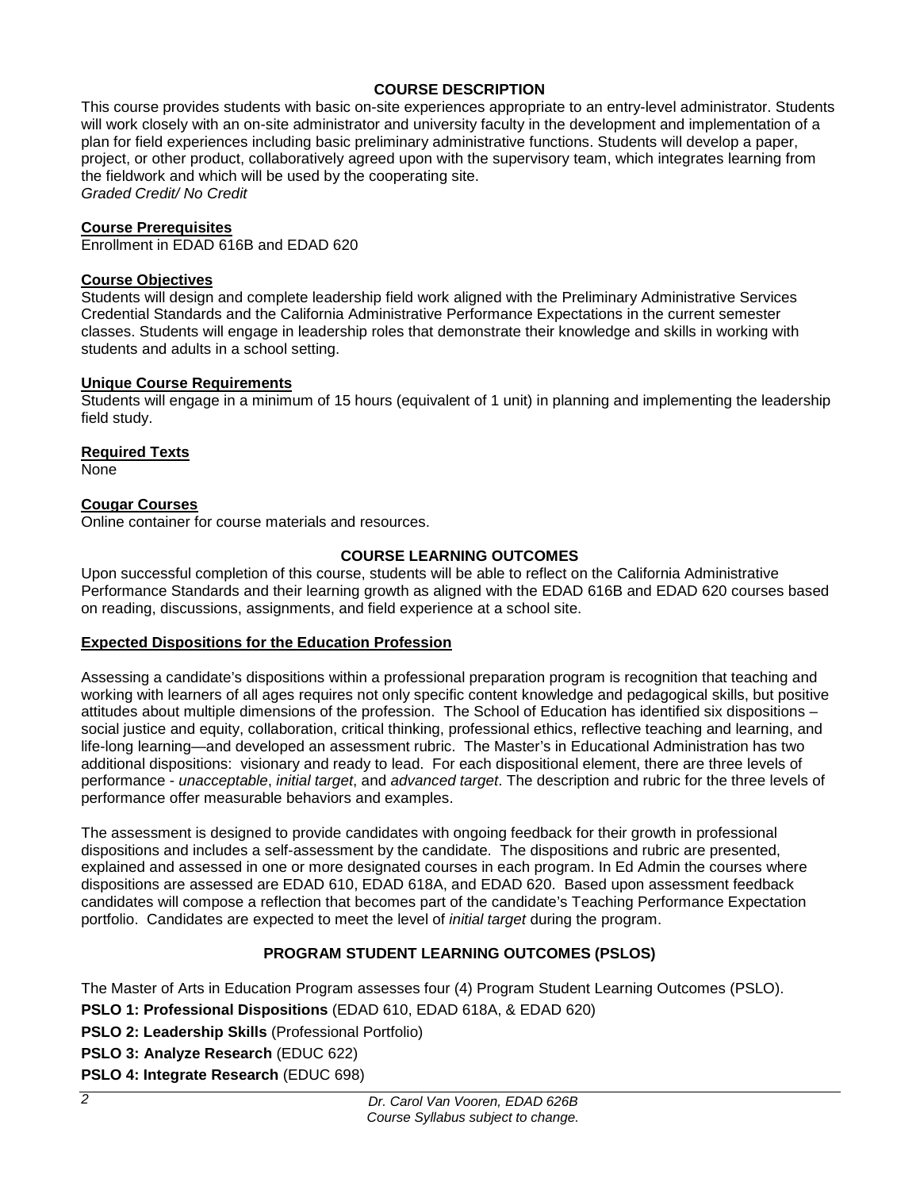## COURSE DESCRIPTION

This course provides students with basic on-site experiences appropriate to an entry-level administrator. Students will work closely with an on-site administrator and university faculty in the development and implementation of a plan for field experiences including basic preliminary administrative functions. Students will develop a paper, project, or other product, collaboratively agreed upon with the supervisory team, which integrates learning from the fieldwork and which will be used by the cooperating site.
*Graded Credit/ No Credit*

### Course Prerequisites

Enrollment in EDAD 616B and EDAD 620

### Course Objectives

Students will design and complete leadership field work aligned with the Preliminary Administrative Services Credential Standards and the California Administrative Performance Expectations in the current semester classes. Students will engage in leadership roles that demonstrate their knowledge and skills in working with students and adults in a school setting.

### Unique Course Requirements

Students will engage in a minimum of 15 hours (equivalent of 1 unit) in planning and implementing the leadership field study.

### Required Texts

None

### Cougar Courses

Online container for course materials and resources.

## COURSE LEARNING OUTCOMES

Upon successful completion of this course, students will be able to reflect on the California Administrative Performance Standards and their learning growth as aligned with the EDAD 616B and EDAD 620 courses based on reading, discussions, assignments, and field experience at a school site.

### Expected Dispositions for the Education Profession

Assessing a candidate's dispositions within a professional preparation program is recognition that teaching and working with learners of all ages requires not only specific content knowledge and pedagogical skills, but positive attitudes about multiple dimensions of the profession. The School of Education has identified six dispositions – social justice and equity, collaboration, critical thinking, professional ethics, reflective teaching and learning, and life-long learning—and developed an assessment rubric. The Master's in Educational Administration has two additional dispositions: visionary and ready to lead. For each dispositional element, there are three levels of performance - *unacceptable*, *initial target*, and *advanced target*. The description and rubric for the three levels of performance offer measurable behaviors and examples.

The assessment is designed to provide candidates with ongoing feedback for their growth in professional dispositions and includes a self-assessment by the candidate. The dispositions and rubric are presented, explained and assessed in one or more designated courses in each program. In Ed Admin the courses where dispositions are assessed are EDAD 610, EDAD 618A, and EDAD 620. Based upon assessment feedback candidates will compose a reflection that becomes part of the candidate's Teaching Performance Expectation portfolio. Candidates are expected to meet the level of *initial target* during the program.

## PROGRAM STUDENT LEARNING OUTCOMES (PSLOS)

The Master of Arts in Education Program assesses four (4) Program Student Learning Outcomes (PSLO).

**PSLO 1: Professional Dispositions** (EDAD 610, EDAD 618A, & EDAD 620)

**PSLO 2: Leadership Skills** (Professional Portfolio)

**PSLO 3: Analyze Research** (EDUC 622)

**PSLO 4: Integrate Research** (EDUC 698)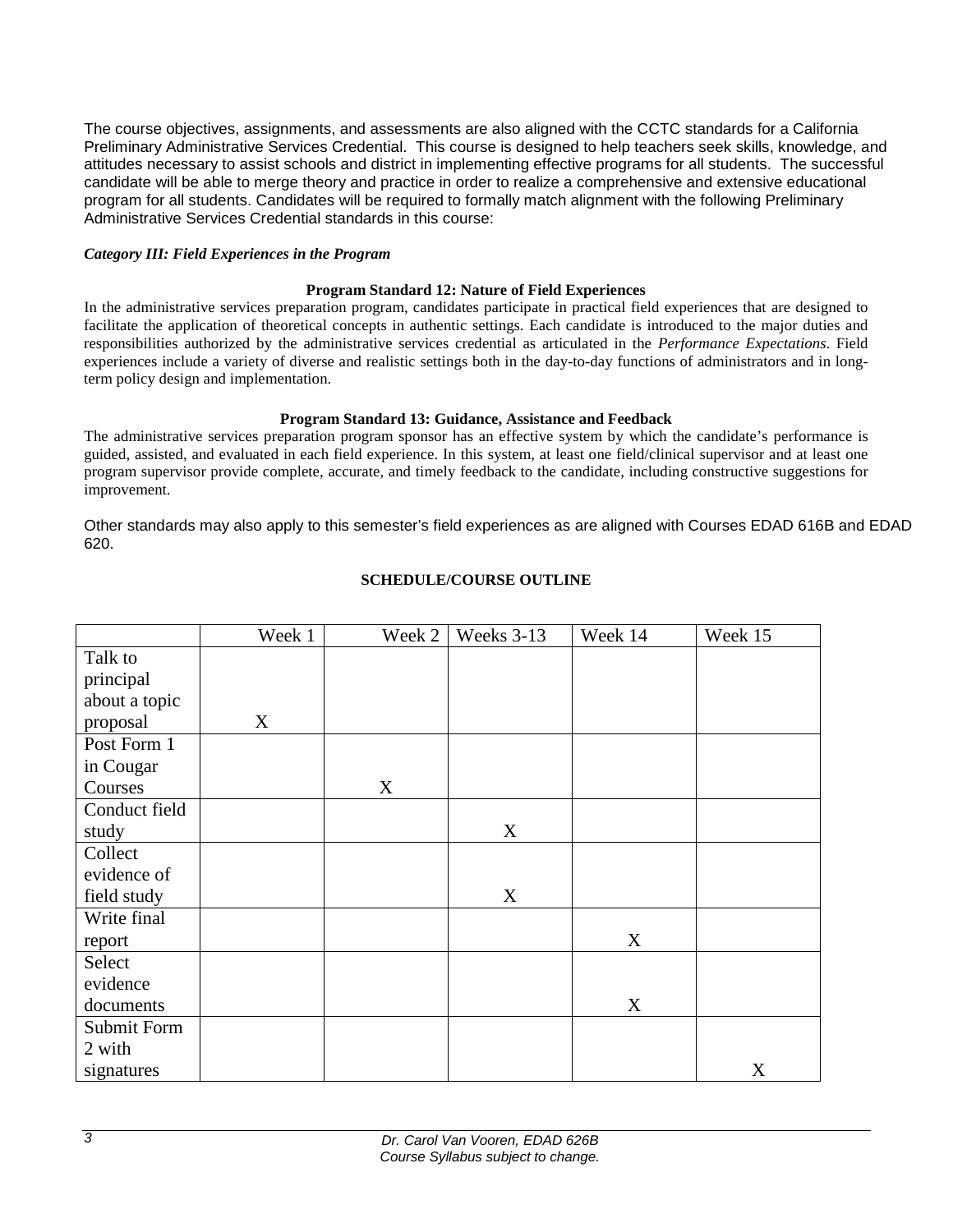The course objectives, assignments, and assessments are also aligned with the CCTC standards for a California Preliminary Administrative Services Credential. This course is designed to help teachers seek skills, knowledge, and attitudes necessary to assist schools and district in implementing effective programs for all students. The successful candidate will be able to merge theory and practice in order to realize a comprehensive and extensive educational program for all students. Candidates will be required to formally match alignment with the following Preliminary Administrative Services Credential standards in this course:

***Category III: Field Experiences in the Program***

**Program Standard 12: Nature of Field Experiences**

In the administrative services preparation program, candidates participate in practical field experiences that are designed to facilitate the application of theoretical concepts in authentic settings. Each candidate is introduced to the major duties and responsibilities authorized by the administrative services credential as articulated in the *Performance Expectations*. Field experiences include a variety of diverse and realistic settings both in the day-to-day functions of administrators and in long-term policy design and implementation.

**Program Standard 13: Guidance, Assistance and Feedback**

The administrative services preparation program sponsor has an effective system by which the candidate's performance is guided, assisted, and evaluated in each field experience. In this system, at least one field/clinical supervisor and at least one program supervisor provide complete, accurate, and timely feedback to the candidate, including constructive suggestions for improvement.

Other standards may also apply to this semester's field experiences as are aligned with Courses EDAD 616B and EDAD 620.

**SCHEDULE/COURSE OUTLINE**

| | Week 1 | Week 2 | Weeks 3-13 | Week 14 | Week 15 |
|---|---|---|---|---|---|
| Talk to principal about a topic proposal | X | | | | |
| Post Form 1 in Cougar Courses | | X | | | |
| Conduct field study | | | X | | |
| Collect evidence of field study | | | X | | |
| Write final report | | | | X | |
| Select evidence documents | | | | X | |
| Submit Form 2 with signatures | | | | | X |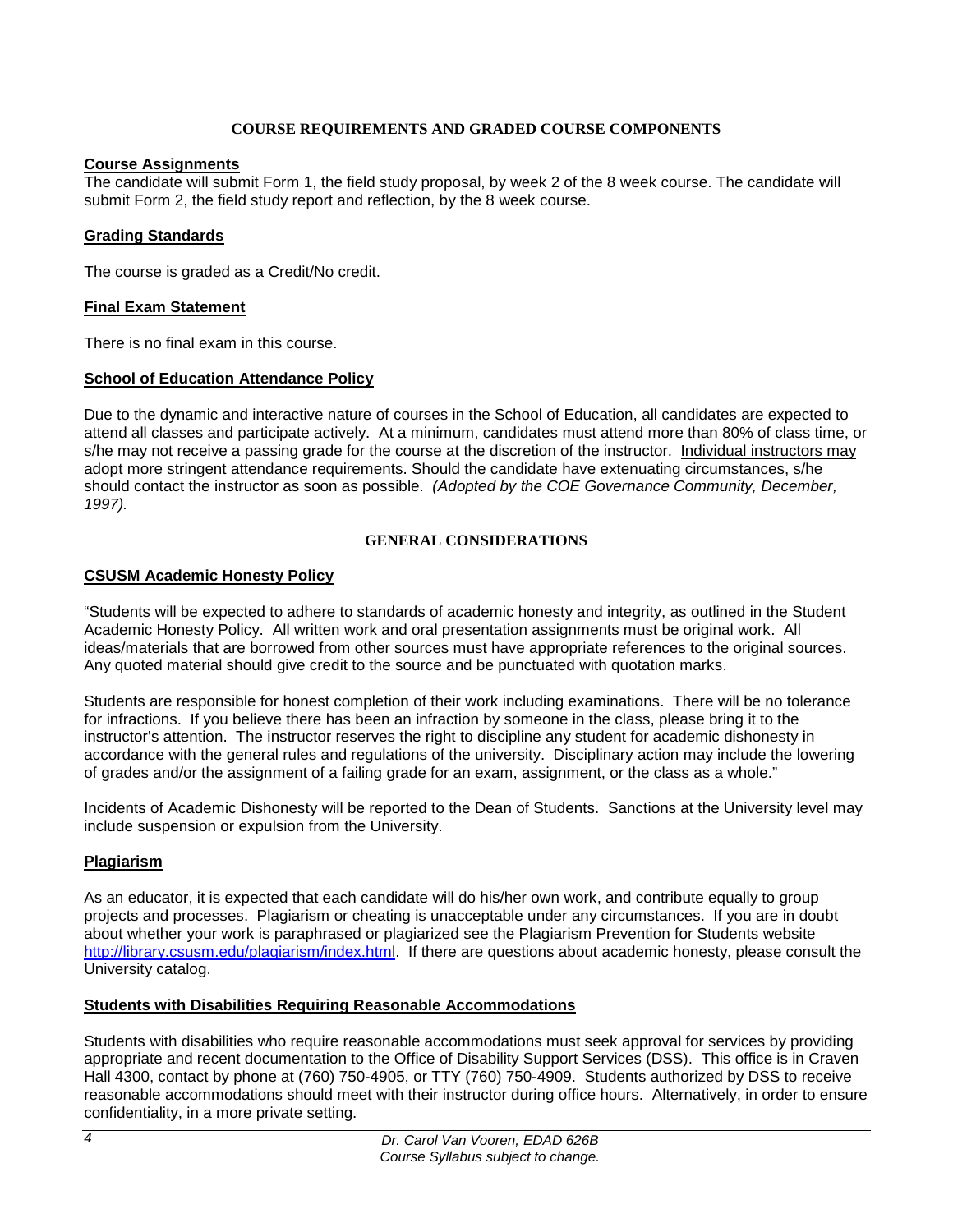## COURSE REQUIREMENTS AND GRADED COURSE COMPONENTS

### Course Assignments

The candidate will submit Form 1, the field study proposal, by week 2 of the 8 week course. The candidate will submit Form 2, the field study report and reflection, by the 8 week course.

### Grading Standards

The course is graded as a Credit/No credit.

### Final Exam Statement

There is no final exam in this course.

### School of Education Attendance Policy

Due to the dynamic and interactive nature of courses in the School of Education, all candidates are expected to attend all classes and participate actively. At a minimum, candidates must attend more than 80% of class time, or s/he may not receive a passing grade for the course at the discretion of the instructor. Individual instructors may adopt more stringent attendance requirements. Should the candidate have extenuating circumstances, s/he should contact the instructor as soon as possible. *(Adopted by the COE Governance Community, December, 1997).*

## GENERAL CONSIDERATIONS

### CSUSM Academic Honesty Policy

"Students will be expected to adhere to standards of academic honesty and integrity, as outlined in the Student Academic Honesty Policy. All written work and oral presentation assignments must be original work. All ideas/materials that are borrowed from other sources must have appropriate references to the original sources. Any quoted material should give credit to the source and be punctuated with quotation marks.

Students are responsible for honest completion of their work including examinations. There will be no tolerance for infractions. If you believe there has been an infraction by someone in the class, please bring it to the instructor's attention. The instructor reserves the right to discipline any student for academic dishonesty in accordance with the general rules and regulations of the university. Disciplinary action may include the lowering of grades and/or the assignment of a failing grade for an exam, assignment, or the class as a whole."

Incidents of Academic Dishonesty will be reported to the Dean of Students. Sanctions at the University level may include suspension or expulsion from the University.

### Plagiarism

As an educator, it is expected that each candidate will do his/her own work, and contribute equally to group projects and processes. Plagiarism or cheating is unacceptable under any circumstances. If you are in doubt about whether your work is paraphrased or plagiarized see the Plagiarism Prevention for Students website http://library.csusm.edu/plagiarism/index.html. If there are questions about academic honesty, please consult the University catalog.

### Students with Disabilities Requiring Reasonable Accommodations

Students with disabilities who require reasonable accommodations must seek approval for services by providing appropriate and recent documentation to the Office of Disability Support Services (DSS). This office is in Craven Hall 4300, contact by phone at (760) 750-4905, or TTY (760) 750-4909. Students authorized by DSS to receive reasonable accommodations should meet with their instructor during office hours. Alternatively, in order to ensure confidentiality, in a more private setting.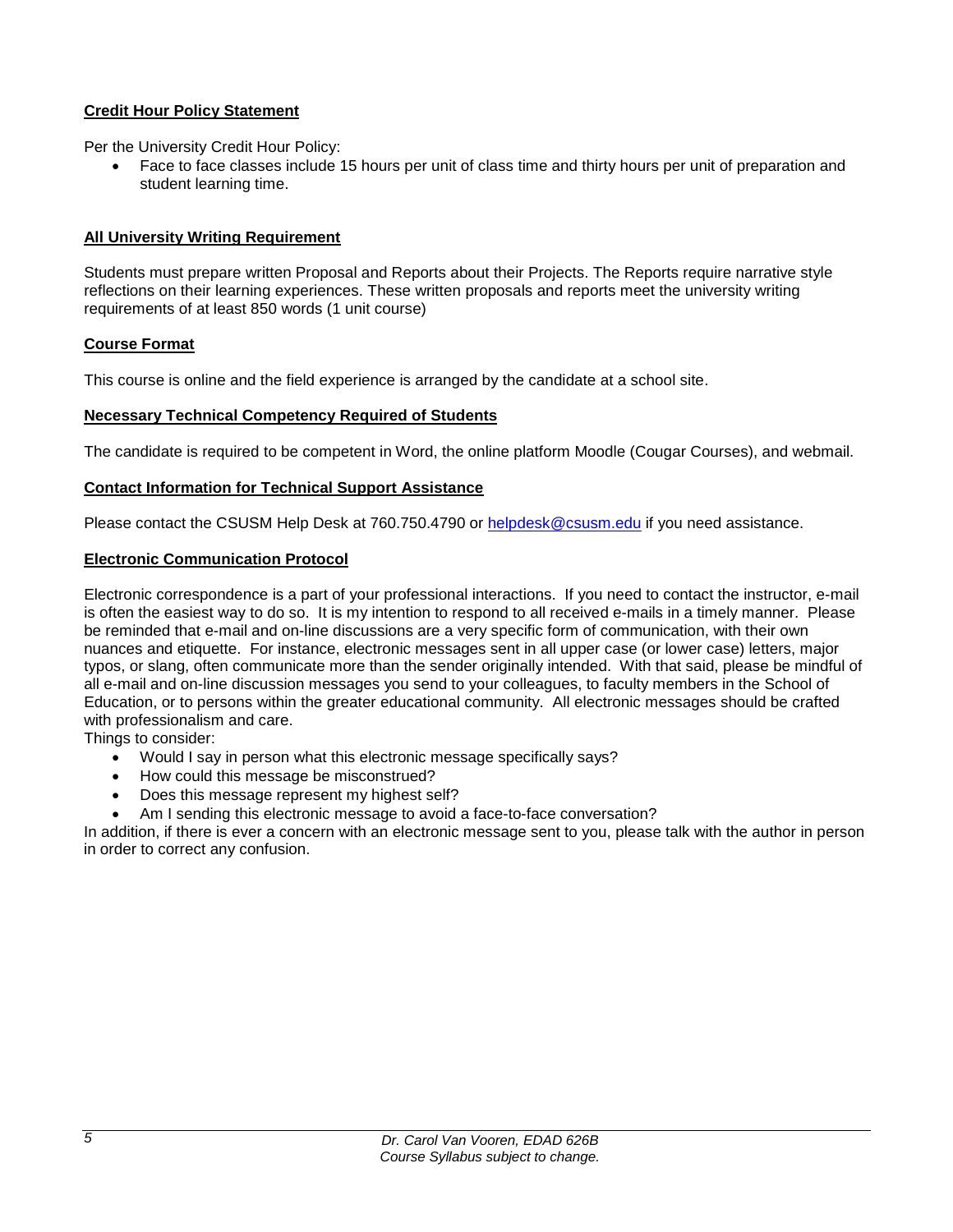**Credit Hour Policy Statement**

Per the University Credit Hour Policy:

- Face to face classes include 15 hours per unit of class time and thirty hours per unit of preparation and student learning time.

**All University Writing Requirement**

Students must prepare written Proposal and Reports about their Projects. The Reports require narrative style reflections on their learning experiences. These written proposals and reports meet the university writing requirements of at least 850 words (1 unit course)

**Course Format**

This course is online and the field experience is arranged by the candidate at a school site.

**Necessary Technical Competency Required of Students**

The candidate is required to be competent in Word, the online platform Moodle (Cougar Courses), and webmail.

**Contact Information for Technical Support Assistance**

Please contact the CSUSM Help Desk at 760.750.4790 or helpdesk@csusm.edu if you need assistance.

**Electronic Communication Protocol**

Electronic correspondence is a part of your professional interactions. If you need to contact the instructor, e-mail is often the easiest way to do so. It is my intention to respond to all received e-mails in a timely manner. Please be reminded that e-mail and on-line discussions are a very specific form of communication, with their own nuances and etiquette. For instance, electronic messages sent in all upper case (or lower case) letters, major typos, or slang, often communicate more than the sender originally intended. With that said, please be mindful of all e-mail and on-line discussion messages you send to your colleagues, to faculty members in the School of Education, or to persons within the greater educational community. All electronic messages should be crafted with professionalism and care.

Things to consider:

- Would I say in person what this electronic message specifically says?
- How could this message be misconstrued?
- Does this message represent my highest self?
- Am I sending this electronic message to avoid a face-to-face conversation?

In addition, if there is ever a concern with an electronic message sent to you, please talk with the author in person in order to correct any confusion.